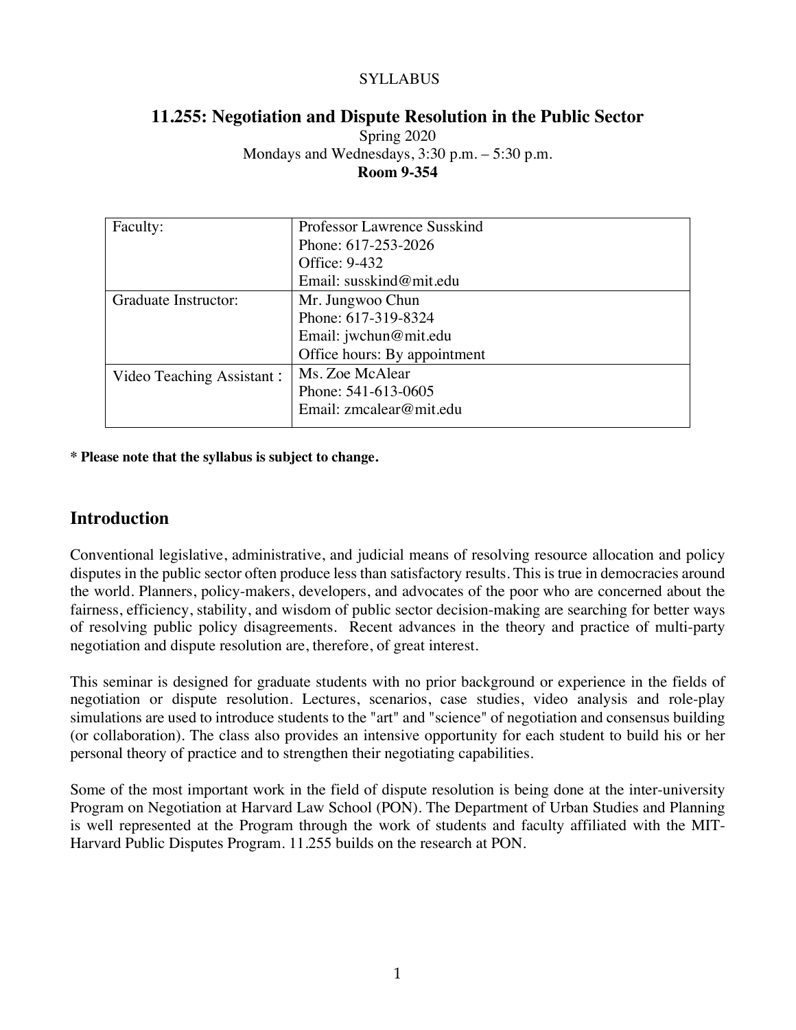SYLLABUS

# 11.255: Negotiation and Dispute Resolution in the Public Sector

Spring 2020
Mondays and Wednesdays, 3:30 p.m. – 5:30 p.m.
**Room 9-354**

| | |
|---|---|
| Faculty: | Professor Lawrence Susskind<br>Phone: 617-253-2026<br>Office: 9-432<br>Email: susskind@mit.edu |
| Graduate Instructor: | Mr. Jungwoo Chun<br>Phone: 617-319-8324<br>Email: jwchun@mit.edu<br>Office hours: By appointment |
| Video Teaching Assistant : | Ms. Zoe McAlear<br>Phone: 541-613-0605<br>Email: zmcalear@mit.edu |

**\* Please note that the syllabus is subject to change.**

## Introduction

Conventional legislative, administrative, and judicial means of resolving resource allocation and policy disputes in the public sector often produce less than satisfactory results. This is true in democracies around the world. Planners, policy-makers, developers, and advocates of the poor who are concerned about the fairness, efficiency, stability, and wisdom of public sector decision-making are searching for better ways of resolving public policy disagreements. Recent advances in the theory and practice of multi-party negotiation and dispute resolution are, therefore, of great interest.

This seminar is designed for graduate students with no prior background or experience in the fields of negotiation or dispute resolution. Lectures, scenarios, case studies, video analysis and role-play simulations are used to introduce students to the "art" and "science" of negotiation and consensus building (or collaboration). The class also provides an intensive opportunity for each student to build his or her personal theory of practice and to strengthen their negotiating capabilities.

Some of the most important work in the field of dispute resolution is being done at the inter-university Program on Negotiation at Harvard Law School (PON). The Department of Urban Studies and Planning is well represented at the Program through the work of students and faculty affiliated with the MIT-Harvard Public Disputes Program. 11.255 builds on the research at PON.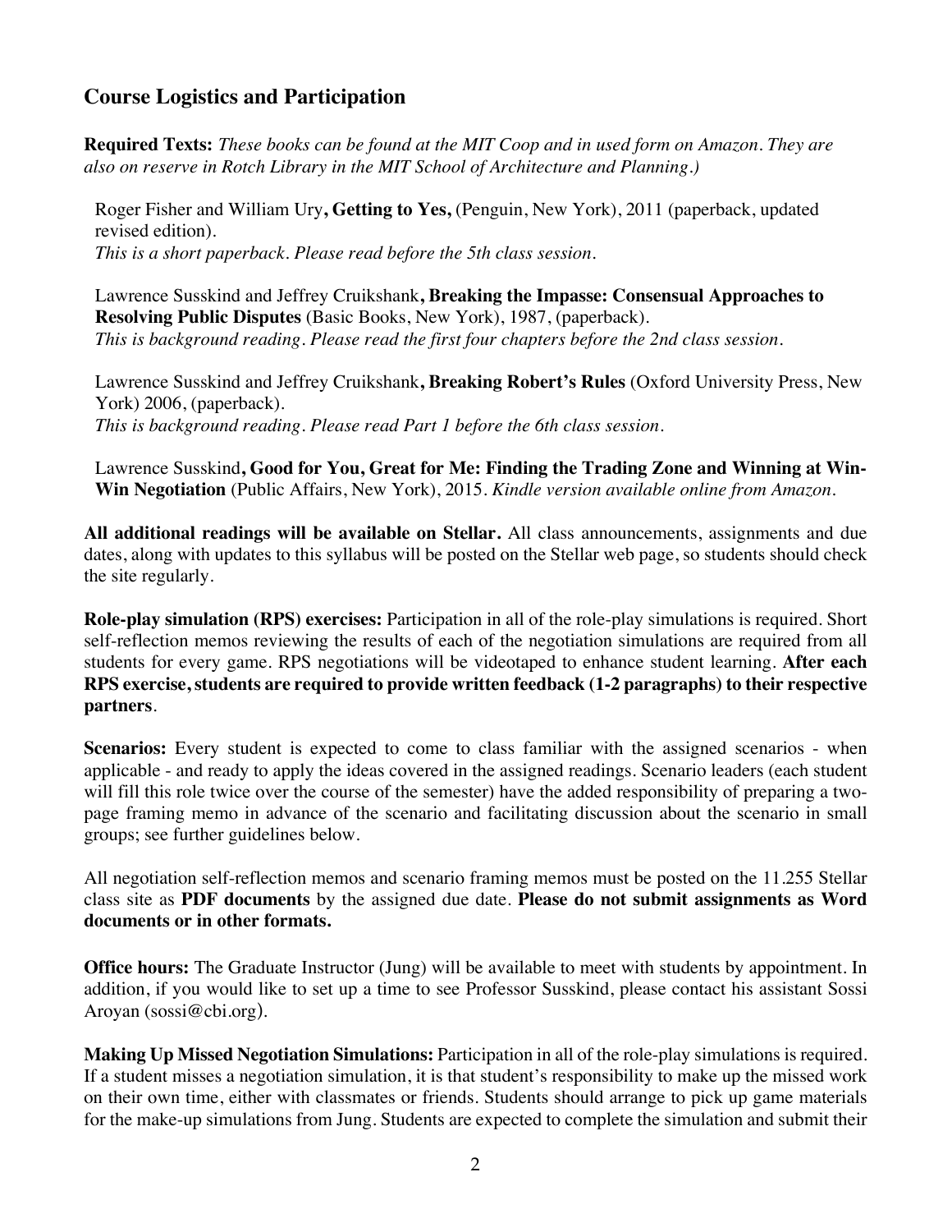## Course Logistics and Participation

**Required Texts:** *These books can be found at the MIT Coop and in used form on Amazon. They are also on reserve in Rotch Library in the MIT School of Architecture and Planning.)*

Roger Fisher and William Ury**, Getting to Yes,** (Penguin, New York), 2011 (paperback, updated revised edition).
*This is a short paperback. Please read before the 5th class session.*

Lawrence Susskind and Jeffrey Cruikshank**, Breaking the Impasse: Consensual Approaches to Resolving Public Disputes** (Basic Books, New York), 1987, (paperback).
*This is background reading. Please read the first four chapters before the 2nd class session.*

Lawrence Susskind and Jeffrey Cruikshank**, Breaking Robert's Rules** (Oxford University Press, New York) 2006, (paperback).
*This is background reading. Please read Part 1 before the 6th class session.*

Lawrence Susskind**, Good for You, Great for Me: Finding the Trading Zone and Winning at Win-Win Negotiation** (Public Affairs, New York), 2015. *Kindle version available online from Amazon.*

**All additional readings will be available on Stellar.** All class announcements, assignments and due dates, along with updates to this syllabus will be posted on the Stellar web page, so students should check the site regularly.

**Role-play simulation (RPS) exercises:** Participation in all of the role-play simulations is required. Short self-reflection memos reviewing the results of each of the negotiation simulations are required from all students for every game. RPS negotiations will be videotaped to enhance student learning. **After each RPS exercise, students are required to provide written feedback (1-2 paragraphs) to their respective partners**.

**Scenarios:** Every student is expected to come to class familiar with the assigned scenarios - when applicable - and ready to apply the ideas covered in the assigned readings. Scenario leaders (each student will fill this role twice over the course of the semester) have the added responsibility of preparing a two-page framing memo in advance of the scenario and facilitating discussion about the scenario in small groups; see further guidelines below.

All negotiation self-reflection memos and scenario framing memos must be posted on the 11.255 Stellar class site as **PDF documents** by the assigned due date. **Please do not submit assignments as Word documents or in other formats.**

**Office hours:** The Graduate Instructor (Jung) will be available to meet with students by appointment. In addition, if you would like to set up a time to see Professor Susskind, please contact his assistant Sossi Aroyan (sossi@cbi.org).

**Making Up Missed Negotiation Simulations:** Participation in all of the role-play simulations is required. If a student misses a negotiation simulation, it is that student's responsibility to make up the missed work on their own time, either with classmates or friends. Students should arrange to pick up game materials for the make-up simulations from Jung. Students are expected to complete the simulation and submit their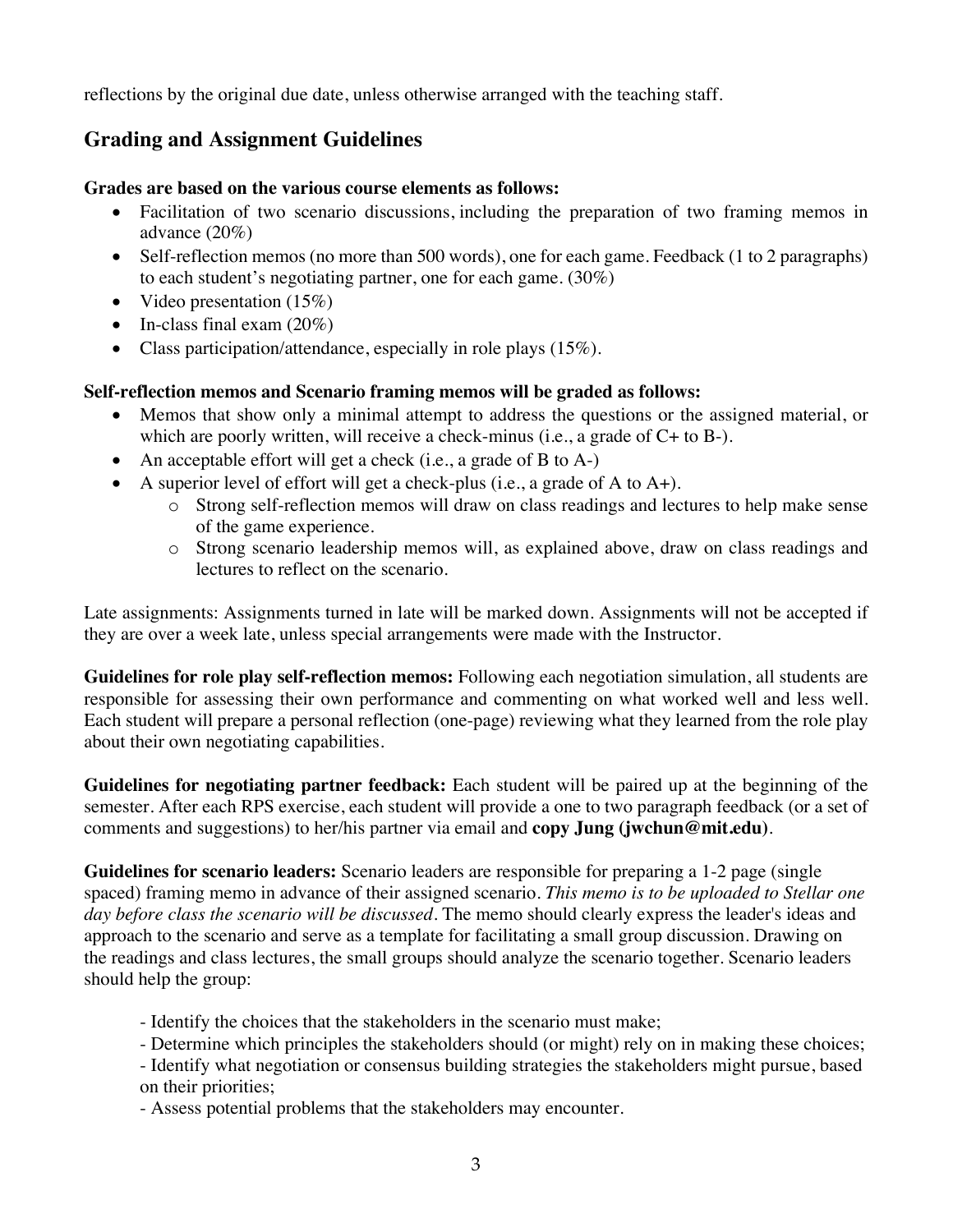reflections by the original due date, unless otherwise arranged with the teaching staff.

## Grading and Assignment Guidelines

**Grades are based on the various course elements as follows:**

- Facilitation of two scenario discussions, including the preparation of two framing memos in advance (20%)
- Self-reflection memos (no more than 500 words), one for each game. Feedback (1 to 2 paragraphs) to each student's negotiating partner, one for each game. (30%)
- Video presentation (15%)
- In-class final exam (20%)
- Class participation/attendance, especially in role plays (15%).

**Self-reflection memos and Scenario framing memos will be graded as follows:**

- Memos that show only a minimal attempt to address the questions or the assigned material, or which are poorly written, will receive a check-minus (i.e., a grade of C+ to B-).
- An acceptable effort will get a check (i.e., a grade of B to A-)
- A superior level of effort will get a check-plus (i.e., a grade of A to A+).
    - Strong self-reflection memos will draw on class readings and lectures to help make sense of the game experience.
    - Strong scenario leadership memos will, as explained above, draw on class readings and lectures to reflect on the scenario.

Late assignments: Assignments turned in late will be marked down. Assignments will not be accepted if they are over a week late, unless special arrangements were made with the Instructor.

**Guidelines for role play self-reflection memos:** Following each negotiation simulation, all students are responsible for assessing their own performance and commenting on what worked well and less well. Each student will prepare a personal reflection (one-page) reviewing what they learned from the role play about their own negotiating capabilities.

**Guidelines for negotiating partner feedback:** Each student will be paired up at the beginning of the semester. After each RPS exercise, each student will provide a one to two paragraph feedback (or a set of comments and suggestions) to her/his partner via email and **copy Jung (jwchun@mit.edu)**.

**Guidelines for scenario leaders:** Scenario leaders are responsible for preparing a 1-2 page (single spaced) framing memo in advance of their assigned scenario. *This memo is to be uploaded to Stellar one day before class the scenario will be discussed.* The memo should clearly express the leader's ideas and approach to the scenario and serve as a template for facilitating a small group discussion. Drawing on the readings and class lectures, the small groups should analyze the scenario together. Scenario leaders should help the group:

- Identify the choices that the stakeholders in the scenario must make;
- Determine which principles the stakeholders should (or might) rely on in making these choices;
- Identify what negotiation or consensus building strategies the stakeholders might pursue, based on their priorities;
- Assess potential problems that the stakeholders may encounter.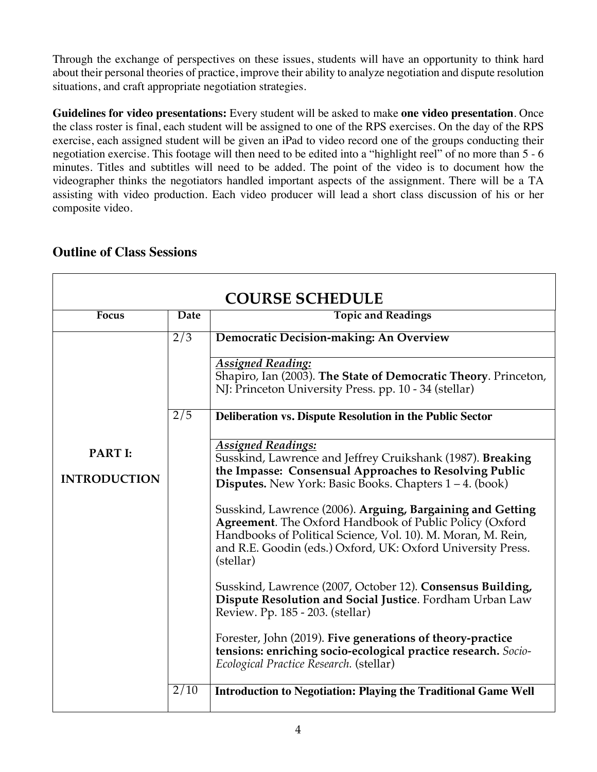Through the exchange of perspectives on these issues, students will have an opportunity to think hard about their personal theories of practice, improve their ability to analyze negotiation and dispute resolution situations, and craft appropriate negotiation strategies.

**Guidelines for video presentations:** Every student will be asked to make **one video presentation**. Once the class roster is final, each student will be assigned to one of the RPS exercises. On the day of the RPS exercise, each assigned student will be given an iPad to video record one of the groups conducting their negotiation exercise. This footage will then need to be edited into a "highlight reel" of no more than 5 - 6 minutes. Titles and subtitles will need to be added. The point of the video is to document how the videographer thinks the negotiators handled important aspects of the assignment. There will be a TA assisting with video production. Each video producer will lead a short class discussion of his or her composite video.

## Outline of Class Sessions

| COURSE SCHEDULE | | |
|---|---|---|
| **Focus** | **Date** | **Topic and Readings** |
| **PART I: INTRODUCTION** | 2/3 | **Democratic Decision-making: An Overview** |
| | | ***Assigned Reading:*** Shapiro, Ian (2003). **The State of Democratic Theory**. Princeton, NJ: Princeton University Press. pp. 10 - 34 (stellar) |
| | 2/5 | **Deliberation vs. Dispute Resolution in the Public Sector** |
| | | ***Assigned Readings:*** Susskind, Lawrence and Jeffrey Cruikshank (1987). **Breaking the Impasse: Consensual Approaches to Resolving Public Disputes.** New York: Basic Books. Chapters 1 – 4. (book)<br><br>Susskind, Lawrence (2006). **Arguing, Bargaining and Getting Agreement**. The Oxford Handbook of Public Policy (Oxford Handbooks of Political Science, Vol. 10). M. Moran, M. Rein, and R.E. Goodin (eds.) Oxford, UK: Oxford University Press. (stellar)<br><br>Susskind, Lawrence (2007, October 12). **Consensus Building, Dispute Resolution and Social Justice**. Fordham Urban Law Review. Pp. 185 - 203. (stellar)<br><br>Forester, John (2019). **Five generations of theory-practice tensions: enriching socio-ecological practice research.** *Socio-Ecological Practice Research.* (stellar) |
| | 2/10 | **Introduction to Negotiation: Playing the Traditional Game Well** |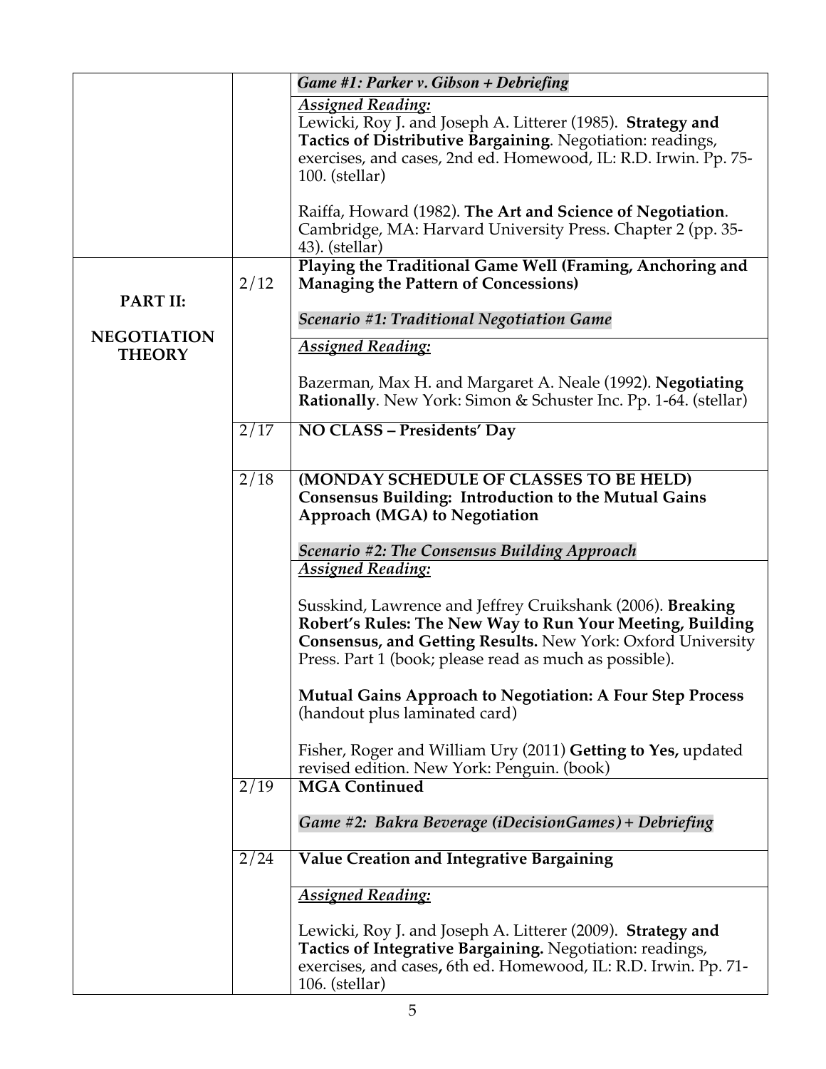| | | |
|---|---|---|
| | | ***Game #1: Parker v. Gibson + Debriefing*** |
| | | ***Assigned Reading:***<br><br>Lewicki, Roy J. and Joseph A. Litterer (1985). **Strategy and Tactics of Distributive Bargaining**. Negotiation: readings, exercises, and cases, 2nd ed. Homewood, IL: R.D. Irwin. Pp. 75-100. (stellar)<br><br>Raiffa, Howard (1982). **The Art and Science of Negotiation**. Cambridge, MA: Harvard University Press. Chapter 2 (pp. 35-43). (stellar) |
| **PART II:**<br><br>**NEGOTIATION THEORY** | 2/12 | **Playing the Traditional Game Well (Framing, Anchoring and Managing the Pattern of Concessions)**<br><br>***Scenario #1: Traditional Negotiation Game*** |
| | | ***Assigned Reading:***<br><br>Bazerman, Max H. and Margaret A. Neale (1992). **Negotiating Rationally**. New York: Simon & Schuster Inc. Pp. 1-64. (stellar) |
| | 2/17 | **NO CLASS – Presidents' Day** |
| | 2/18 | **(MONDAY SCHEDULE OF CLASSES TO BE HELD)**<br>**Consensus Building: Introduction to the Mutual Gains Approach (MGA) to Negotiation**<br><br>***Scenario #2: The Consensus Building Approach*** |
| | | ***Assigned Reading:***<br><br>Susskind, Lawrence and Jeffrey Cruikshank (2006). **Breaking Robert's Rules: The New Way to Run Your Meeting, Building Consensus, and Getting Results.** New York: Oxford University Press. Part 1 (book; please read as much as possible).<br><br>**Mutual Gains Approach to Negotiation: A Four Step Process** (handout plus laminated card)<br><br>Fisher, Roger and William Ury (2011) **Getting to Yes,** updated revised edition. New York: Penguin. (book) |
| | 2/19 | **MGA Continued**<br><br>***Game #2: Bakra Beverage (iDecisionGames) + Debriefing*** |
| | 2/24 | **Value Creation and Integrative Bargaining** |
| | | ***Assigned Reading:***<br><br>Lewicki, Roy J. and Joseph A. Litterer (2009). **Strategy and Tactics of Integrative Bargaining.** Negotiation: readings, exercises, and cases, 6th ed. Homewood, IL: R.D. Irwin. Pp. 71-106. (stellar) |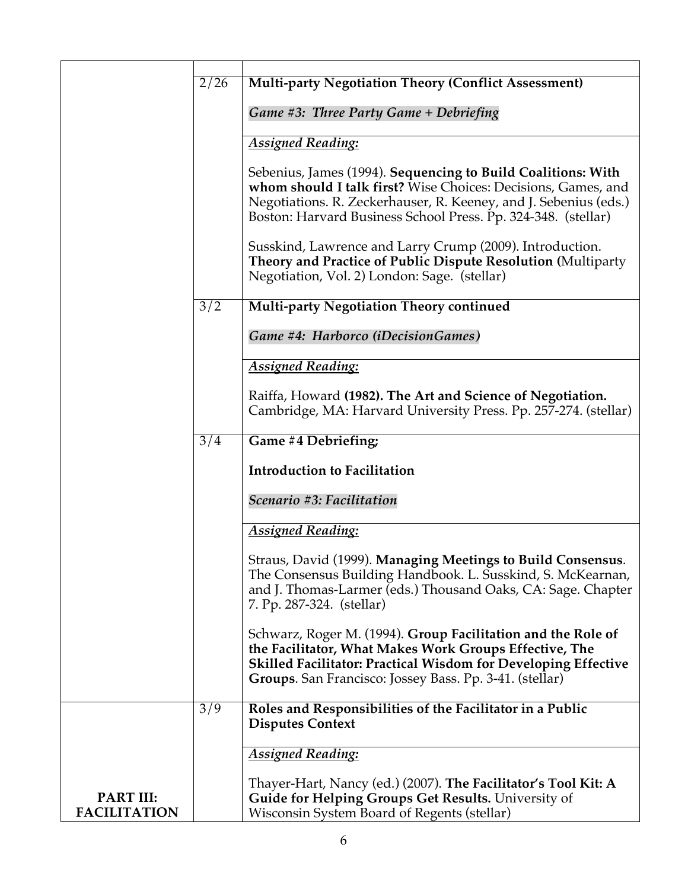| | | |
|---|---|---|
| | 2/26 | **Multi-party Negotiation Theory (Conflict Assessment)**<br><br>***Game #3: Three Party Game + Debriefing*** |
| | | ***Assigned Reading:***<br><br>Sebenius, James (1994). **Sequencing to Build Coalitions: With whom should I talk first?** Wise Choices: Decisions, Games, and Negotiations. R. Zeckerhauser, R. Keeney, and J. Sebenius (eds.) Boston: Harvard Business School Press. Pp. 324-348. (stellar)<br><br>Susskind, Lawrence and Larry Crump (2009). Introduction. **Theory and Practice of Public Dispute Resolution (**Multiparty Negotiation, Vol. 2) London: Sage. (stellar) |
| | 3/2 | **Multi-party Negotiation Theory continued**<br><br>***Game #4: Harborco (iDecisionGames)*** |
| | | ***Assigned Reading:***<br><br>Raiffa, Howard **(1982). The Art and Science of Negotiation.** Cambridge, MA: Harvard University Press. Pp. 257-274. (stellar) |
| | 3/4 | **Game #4 Debriefing;**<br><br>**Introduction to Facilitation**<br><br>***Scenario #3: Facilitation*** |
| | | ***Assigned Reading:***<br><br>Straus, David (1999). **Managing Meetings to Build Consensus**. The Consensus Building Handbook. L. Susskind, S. McKearnan, and J. Thomas-Larmer (eds.) Thousand Oaks, CA: Sage. Chapter 7. Pp. 287-324. (stellar)<br><br>Schwarz, Roger M. (1994). **Group Facilitation and the Role of the Facilitator, What Makes Work Groups Effective, The Skilled Facilitator: Practical Wisdom for Developing Effective Groups**. San Francisco: Jossey Bass. Pp. 3-41. (stellar) |
| | 3/9 | **Roles and Responsibilities of the Facilitator in a Public Disputes Context** |
| **PART III: FACILITATION** | | ***Assigned Reading:***<br><br>Thayer-Hart, Nancy (ed.) (2007). **The Facilitator's Tool Kit: A Guide for Helping Groups Get Results.** University of Wisconsin System Board of Regents (stellar) |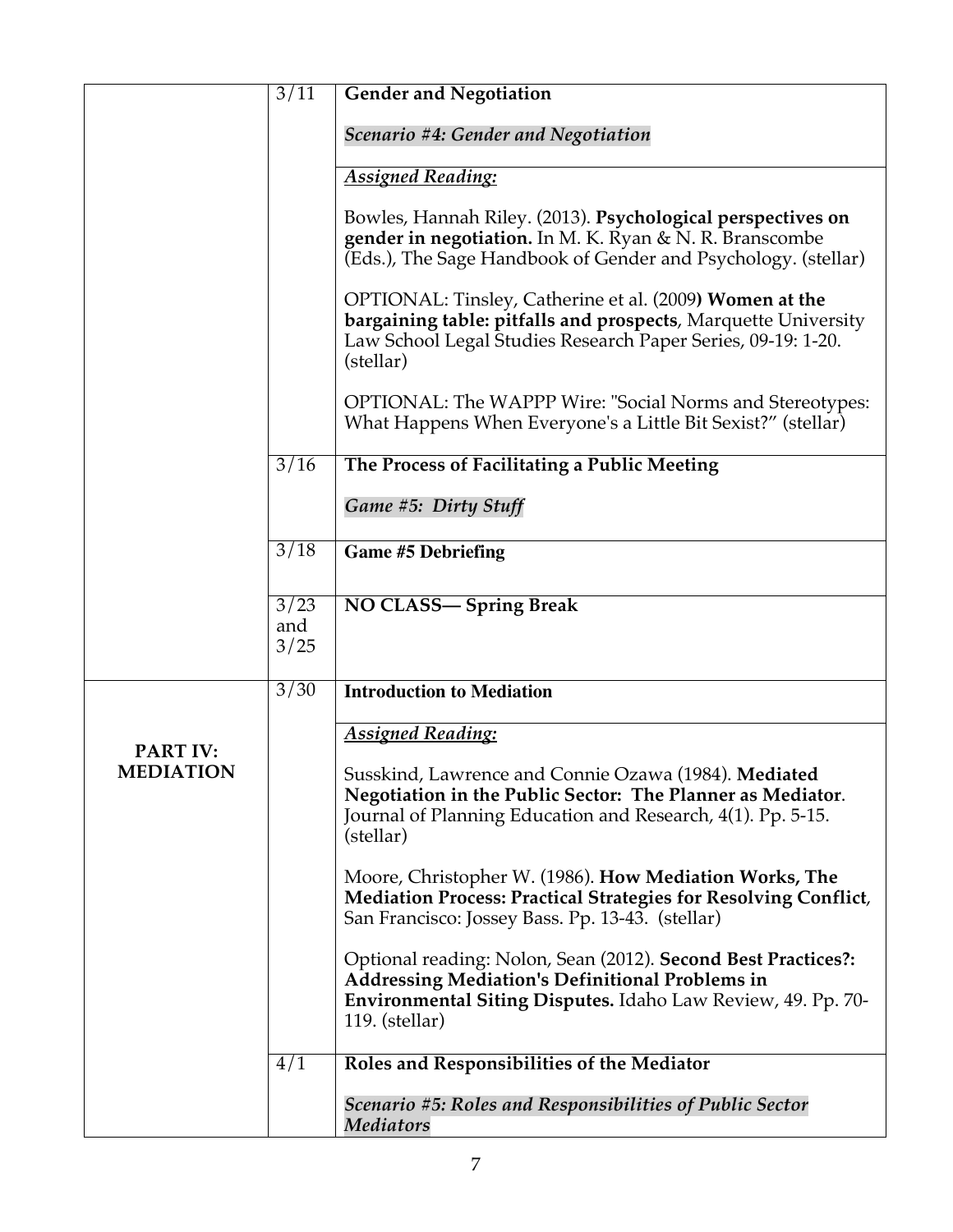| | | |
|---|---|---|
| | 3/11 | **Gender and Negotiation**<br><br>***Scenario #4: Gender and Negotiation*** |
| | | ***Assigned Reading:***<br><br>Bowles, Hannah Riley. (2013). **Psychological perspectives on gender in negotiation.** In M. K. Ryan & N. R. Branscombe (Eds.), The Sage Handbook of Gender and Psychology. (stellar)<br><br>OPTIONAL: Tinsley, Catherine et al. (2009**) Women at the bargaining table: pitfalls and prospects**, Marquette University Law School Legal Studies Research Paper Series, 09-19: 1-20. (stellar)<br><br>OPTIONAL: The WAPPP Wire: "Social Norms and Stereotypes: What Happens When Everyone's a Little Bit Sexist?" (stellar) |
| | 3/16 | **The Process of Facilitating a Public Meeting**<br><br>***Game #5: Dirty Stuff*** |
| | 3/18 | **Game #5 Debriefing** |
| | 3/23 and 3/25 | **NO CLASS— Spring Break** |
| **PART IV: MEDIATION** | 3/30 | **Introduction to Mediation** |
| | | ***Assigned Reading:***<br><br>Susskind, Lawrence and Connie Ozawa (1984). **Mediated Negotiation in the Public Sector: The Planner as Mediator**. Journal of Planning Education and Research, 4(1). Pp. 5-15. (stellar)<br><br>Moore, Christopher W. (1986). **How Mediation Works, The Mediation Process: Practical Strategies for Resolving Conflict**, San Francisco: Jossey Bass. Pp. 13-43. (stellar)<br><br>Optional reading: Nolon, Sean (2012). **Second Best Practices?: Addressing Mediation's Definitional Problems in Environmental Siting Disputes.** Idaho Law Review, 49. Pp. 70-119. (stellar) |
| | 4/1 | **Roles and Responsibilities of the Mediator**<br><br>***Scenario #5: Roles and Responsibilities of Public Sector Mediators*** |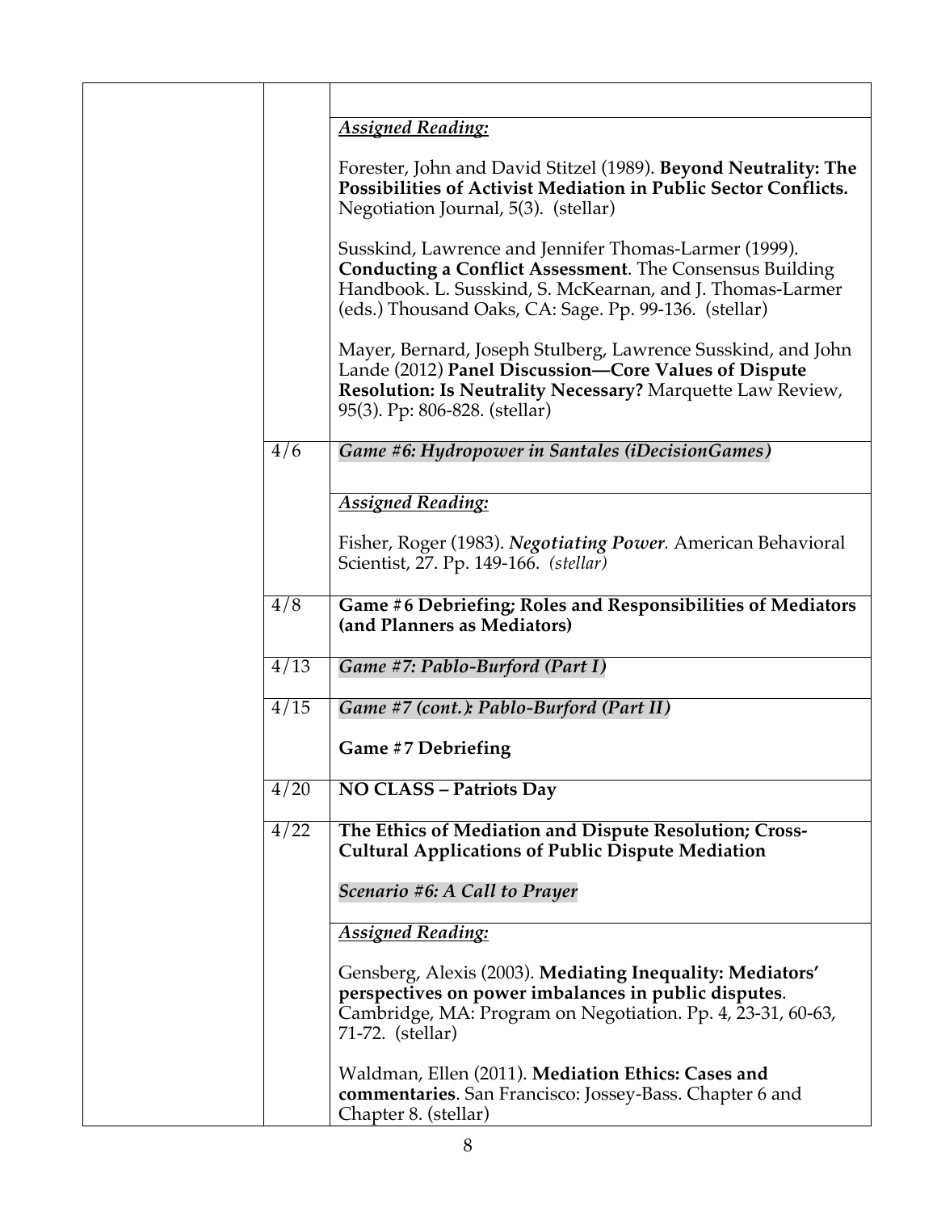| | | |
|---|---|---|
| | | ***Assigned Reading:***<br><br>Forester, John and David Stitzel (1989). **Beyond Neutrality: The Possibilities of Activist Mediation in Public Sector Conflicts.** Negotiation Journal, 5(3). (stellar)<br><br>Susskind, Lawrence and Jennifer Thomas-Larmer (1999). **Conducting a Conflict Assessment**. The Consensus Building Handbook. L. Susskind, S. McKearnan, and J. Thomas-Larmer (eds.) Thousand Oaks, CA: Sage. Pp. 99-136. (stellar)<br><br>Mayer, Bernard, Joseph Stulberg, Lawrence Susskind, and John Lande (2012) **Panel Discussion—Core Values of Dispute Resolution: Is Neutrality Necessary?** Marquette Law Review, 95(3). Pp: 806-828. (stellar) |
| | 4/6 | ***Game #6: Hydropower in Santales (iDecisionGames)***<br><br>***Assigned Reading:***<br><br>Fisher, Roger (1983). ***Negotiating Power.*** American Behavioral Scientist, 27. Pp. 149-166. *(stellar)* |
| | 4/8 | **Game #6 Debriefing; Roles and Responsibilities of Mediators (and Planners as Mediators)** |
| | 4/13 | ***Game #7: Pablo-Burford (Part I)*** |
| | 4/15 | ***Game #7 (cont.): Pablo-Burford (Part II)***<br><br>**Game #7 Debriefing** |
| | 4/20 | **NO CLASS – Patriots Day** |
| | 4/22 | **The Ethics of Mediation and Dispute Resolution; Cross-Cultural Applications of Public Dispute Mediation**<br><br>***Scenario #6: A Call to Prayer***<br><br>***Assigned Reading:***<br><br>Gensberg, Alexis (2003). **Mediating Inequality: Mediators' perspectives on power imbalances in public disputes**. Cambridge, MA: Program on Negotiation. Pp. 4, 23-31, 60-63, 71-72. (stellar)<br><br>Waldman, Ellen (2011). **Mediation Ethics: Cases and commentaries**. San Francisco: Jossey-Bass. Chapter 6 and Chapter 8. (stellar) |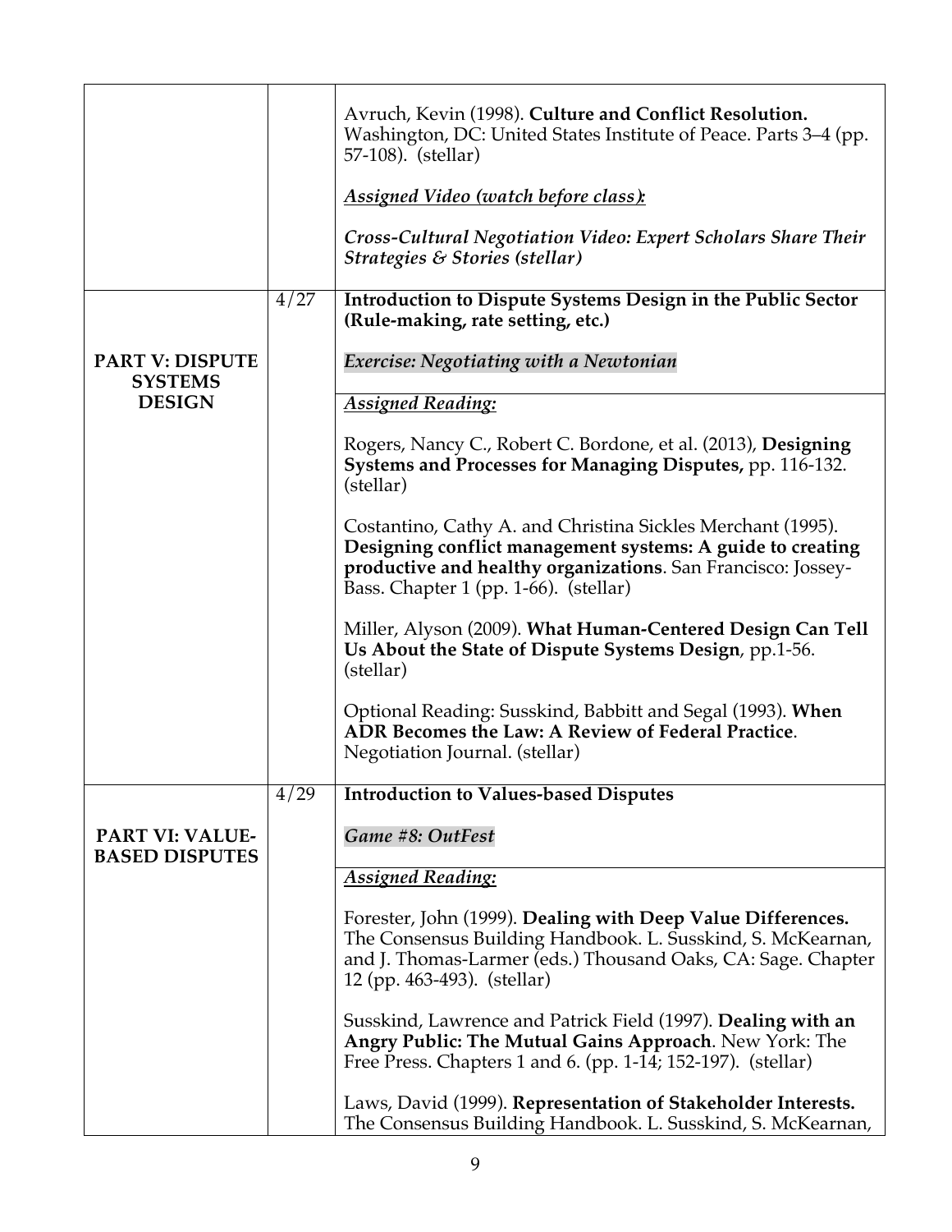| | | |
|---|---|---|
| | | Avruch, Kevin (1998). **Culture and Conflict Resolution.** Washington, DC: United States Institute of Peace. Parts 3–4 (pp. 57-108). (stellar)<br><br>***Assigned Video (watch before class):***<br><br>***Cross-Cultural Negotiation Video: Expert Scholars Share Their Strategies & Stories (stellar)*** |
| **PART V: DISPUTE SYSTEMS DESIGN** | 4/27 | **Introduction to Dispute Systems Design in the Public Sector (Rule-making, rate setting, etc.)**<br><br>***Exercise: Negotiating with a Newtonian*** |
| | | ***Assigned Reading:***<br><br>Rogers, Nancy C., Robert C. Bordone, et al. (2013), **Designing Systems and Processes for Managing Disputes,** pp. 116-132. (stellar)<br><br>Costantino, Cathy A. and Christina Sickles Merchant (1995). **Designing conflict management systems: A guide to creating productive and healthy organizations**. San Francisco: Jossey-Bass. Chapter 1 (pp. 1-66). (stellar)<br><br>Miller, Alyson (2009). **What Human-Centered Design Can Tell Us About the State of Dispute Systems Design**, pp.1-56. (stellar)<br><br>Optional Reading: Susskind, Babbitt and Segal (1993). **When ADR Becomes the Law: A Review of Federal Practice**. Negotiation Journal. (stellar) |
| **PART VI: VALUE-BASED DISPUTES** | 4/29 | **Introduction to Values-based Disputes**<br><br>***Game #8: OutFest*** |
| | | ***Assigned Reading:***<br><br>Forester, John (1999). **Dealing with Deep Value Differences.** The Consensus Building Handbook. L. Susskind, S. McKearnan, and J. Thomas-Larmer (eds.) Thousand Oaks, CA: Sage. Chapter 12 (pp. 463-493). (stellar)<br><br>Susskind, Lawrence and Patrick Field (1997). **Dealing with an Angry Public: The Mutual Gains Approach**. New York: The Free Press. Chapters 1 and 6. (pp. 1-14; 152-197). (stellar)<br><br>Laws, David (1999). **Representation of Stakeholder Interests.** The Consensus Building Handbook. L. Susskind, S. McKearnan, |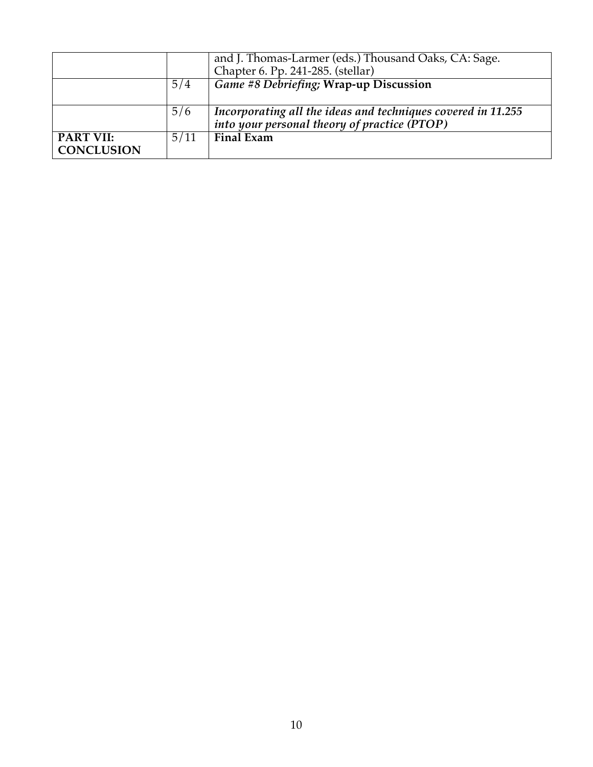| | | |
|---|---|---|
| | | and J. Thomas-Larmer (eds.) Thousand Oaks, CA: Sage. Chapter 6. Pp. 241-285. (stellar) |
| | 5/4 | ***Game #8 Debriefing;* Wrap-up Discussion** |
| | 5/6 | ***Incorporating all the ideas and techniques covered in 11.255 into your personal theory of practice (PTOP)*** |
| **PART VII: CONCLUSION** | 5/11 | **Final Exam** |